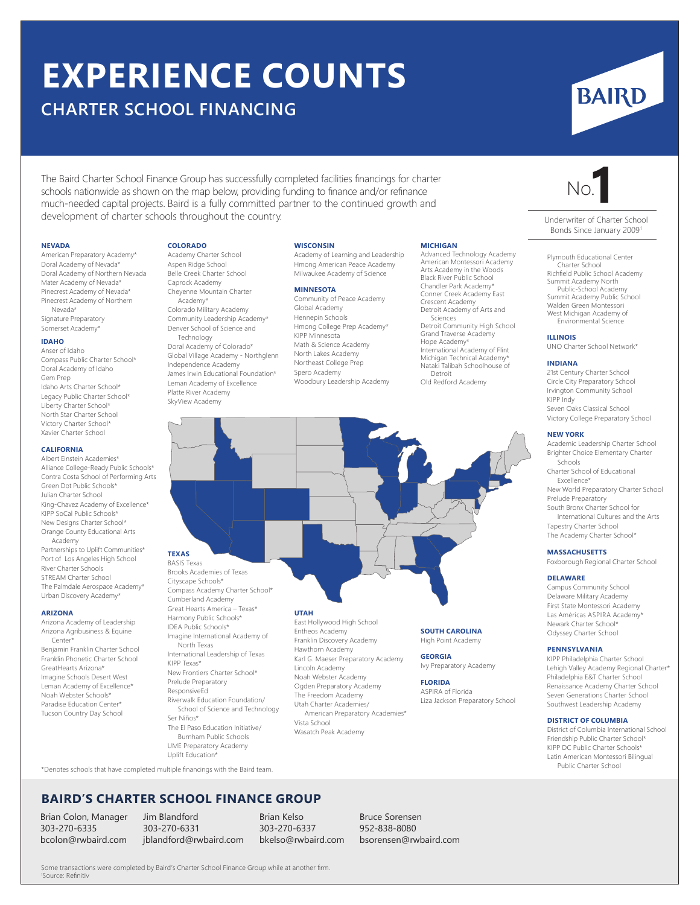# EXPERIENCE COUNTS

## CHARTER SCHOOL FINANCING

BAIRD

The Baird Charter School Finance Group has successfully completed facilities financings for charter schools nationwide as shown on the map below, providing funding to finance and/or refinance much-needed capital projects. Baird is a fully committed partner to the continued growth and development of charter schools throughout the country.

No.1

Underwriter of Charter School Bonds Since January 2009[1]

### NEVADA

- American Preparatory Academy*
- Doral Academy of Nevada*
- Doral Academy of Northern Nevada
- Mater Academy of Nevada*
- Pinecrest Academy of Nevada*
- Pinecrest Academy of Northern Nevada*
- Signature Preparatory
- Somerset Academy*

### IDAHO

- Anser of Idaho
- Compass Public Charter School*
- Doral Academy of Idaho
- Gem Prep
- Idaho Arts Charter School*
- Legacy Public Charter School*
- Liberty Charter School*
- North Star Charter School
- Victory Charter School*
- Xavier Charter School

### CALIFORNIA

- Albert Einstein Academies*
- Alliance College-Ready Public Schools*
- Contra Costa School of Performing Arts
- Green Dot Public Schools*
- Julian Charter School
- King-Chavez Academy of Excellence*
- KIPP SoCal Public Schools*
- New Designs Charter School*
- Orange County Educational Arts Academy
- Partnerships to Uplift Communities*
- Port of Los Angeles High School
- River Charter Schools
- STREAM Charter School
- The Palmdale Aerospace Academy*
- Urban Discovery Academy*

### ARIZONA

- Arizona Academy of Leadership
- Arizona Agribusiness & Equine Center*
- Benjamin Franklin Charter School
- Franklin Phonetic Charter School
- GreatHearts Arizona*
- Imagine Schools Desert West
- Leman Academy of Excellence*
- Noah Webster Schools*
- Paradise Education Center*
- Tucson Country Day School

### COLORADO

- Academy Charter School
- Aspen Ridge School
- Belle Creek Charter School
- Caprock Academy
- Cheyenne Mountain Charter Academy*
- Colorado Military Academy
- Community Leadership Academy*
- Denver School of Science and Technology
- Doral Academy of Colorado*
- Global Village Academy - Northglenn
- Independence Academy
- James Irwin Educational Foundation*
- Leman Academy of Excellence
- Platte River Academy
- SkyView Academy

### TEXAS

- BASIS Texas
- Brooks Academies of Texas
- Cityscape Schools*
- Compass Academy Charter School*
- Cumberland Academy
- Great Hearts America – Texas*
- Harmony Public Schools*
- IDEA Public Schools*
- Imagine International Academy of North Texas
- International Leadership of Texas
- KIPP Texas*
- New Frontiers Charter School*
- Prelude Preparatory
- ResponsivEd
- Riverwalk Education Foundation/ School of Science and Technology
- Ser Niños*
- The El Paso Education Initiative/ Burnham Public Schools
- UME Preparatory Academy
- Uplift Education*

### WISCONSIN

- Academy of Learning and Leadership
- Hmong American Peace Academy
- Milwaukee Academy of Science

### MINNESOTA

- Community of Peace Academy
- Global Academy
- Hennepin Schools
- Hmong College Prep Academy*
- KIPP Minnesota
- Math & Science Academy
- North Lakes Academy
- Northeast College Prep
- Spero Academy
- Woodbury Leadership Academy

### UTAH

- East Hollywood High School
- Entheos Academy
- Franklin Discovery Academy
- Hawthorn Academy
- Karl G. Maeser Preparatory Academy
- Lincoln Academy
- Noah Webster Academy
- Ogden Preparatory Academy
- The Freedom Academy
- Utah Charter Academies/ American Preparatory Academies*
- Vista School
- Wasatch Peak Academy

### MICHIGAN

- Advanced Technology Academy
- American Montessori Academy
- Arts Academy in the Woods
- Black River Public School
- Chandler Park Academy*
- Conner Creek Academy East
- Crescent Academy
- Detroit Academy of Arts and Sciences
- Detroit Community High School
- Grand Traverse Academy
- Hope Academy*
- International Academy of Flint
- Michigan Technical Academy*
- Nataki Talibah Schoolhouse of Detroit
- Old Redford Academy
- Plymouth Educational Center Charter School
- Richfield Public School Academy
- Summit Academy North Public-School Academy
- Summit Academy Public School
- Walden Green Montessori
- West Michigan Academy of Environmental Science

### SOUTH CAROLINA

- High Point Academy

### GEORGIA

- Ivy Preparatory Academy

### FLORIDA

- ASPIRA of Florida
- Liza Jackson Preparatory School

### ILLINOIS

- UNO Charter School Network*

### INDIANA

- 21st Century Charter School
- Circle City Preparatory School
- Irvington Community School
- KIPP Indy
- Seven Oaks Classical School
- Victory College Preparatory School

### NEW YORK

- Academic Leadership Charter School
- Brighter Choice Elementary Charter Schools
- Charter School of Educational Excellence*
- New World Preparatory Charter School
- Prelude Preparatory
- South Bronx Charter School for International Cultures and the Arts
- Tapestry Charter School
- The Academy Charter School*

### MASSACHUSETTS

- Foxborough Regional Charter School

### DELAWARE

- Campus Community School
- Delaware Military Academy
- First State Montessori Academy
- Las Américas ASPIRA Academy*
- Newark Charter School*
- Odyssey Charter School

### PENNSYLVANIA

- KIPP Philadelphia Charter School
- Lehigh Valley Academy Regional Charter*
- Philadelphia E&T Charter School
- Renaissance Academy Charter School
- Seven Generations Charter School
- Southwest Leadership Academy

### DISTRICT OF COLUMBIA

- District of Columbia International School
- Friendship Public Charter School*
- KIPP DC Public Charter Schools*
- Latin American Montessori Bilingual Public Charter School

*Denotes schools that have completed multiple financings with the Baird team.

## BAIRD'S CHARTER SCHOOL FINANCE GROUP

Brian Colon, Manager
303-270-6335
bcolon@rwbaird.com

Jim Blandford
303-270-6331
jblandford@rwbaird.com

Brian Kelso
303-270-6337
bkelso@rwbaird.com

Bruce Sorensen
952-838-8080
bsorensen@rwbaird.com

Some transactions were completed by Baird's Charter School Finance Group while at another firm.
[1]Source: Refinitiv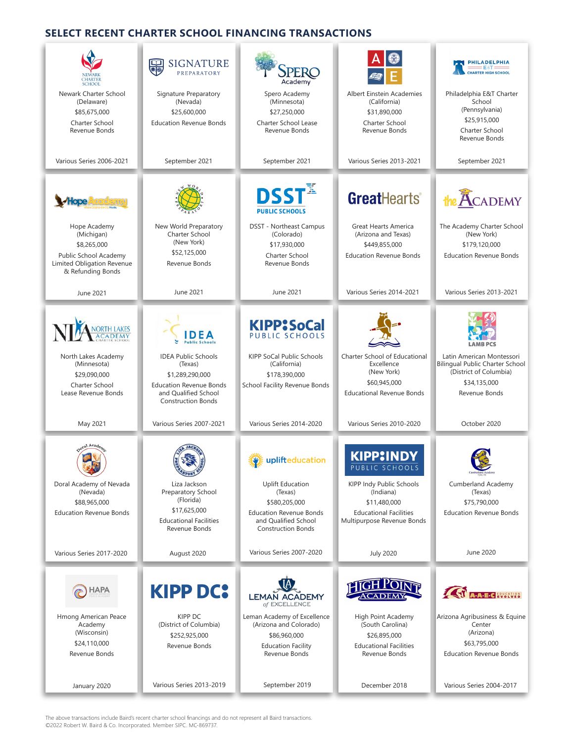## SELECT RECENT CHARTER SCHOOL FINANCING TRANSACTIONS

Newark Charter School
(Delaware)
$85,675,000
Charter School Revenue Bonds
Various Series 2006-2021

Signature Preparatory
(Nevada)
$25,600,000
Education Revenue Bonds
September 2021

Spero Academy
(Minnesota)
$27,250,000
Charter School Lease Revenue Bonds
September 2021

Albert Einstein Academies
(California)
$31,890,000
Charter School Revenue Bonds
Various Series 2013-2021

Philadelphia E&T Charter School
(Pennsylvania)
$25,915,000
Charter School Revenue Bonds
September 2021

Hope Academy
(Michigan)
$8,265,000
Public School Academy Limited Obligation Revenue & Refunding Bonds
June 2021

New World Preparatory Charter School
(New York)
$52,125,000
Revenue Bonds
June 2021

DSST - Northeast Campus
(Colorado)
$17,930,000
Charter School Revenue Bonds
June 2021

Great Hearts America
(Arizona and Texas)
$449,855,000
Education Revenue Bonds
Various Series 2014-2021

The Academy Charter School
(New York)
$179,120,000
Education Revenue Bonds
Various Series 2013-2021

North Lakes Academy
(Minnesota)
$29,090,000
Charter School Lease Revenue Bonds
May 2021

IDEA Public Schools
(Texas)
$1,289,290,000
Education Revenue Bonds and Qualified School Construction Bonds
Various Series 2007-2021

KIPP SoCal Public Schools
(California)
$178,390,000
School Facility Revenue Bonds
Various Series 2014-2020

Charter School of Educational Excellence
(New York)
$60,945,000
Educational Revenue Bonds
Various Series 2010-2020

Latin American Montessori Bilingual Public Charter School
(District of Columbia)
$34,135,000
Revenue Bonds
October 2020

Doral Academy of Nevada
(Nevada)
$88,965,000
Education Revenue Bonds
Various Series 2017-2020

Liza Jackson Preparatory School
(Florida)
$17,625,000
Educational Facilities Revenue Bonds
August 2020

Uplift Education
(Texas)
$580,205,000
Education Revenue Bonds and Qualified School Construction Bonds
Various Series 2007-2020

KIPP Indy Public Schools
(Indiana)
$11,480,000
Educational Facilities Multipurpose Revenue Bonds
July 2020

Cumberland Academy
(Texas)
$75,790,000
Education Revenue Bonds
June 2020

Hmong American Peace Academy
(Wisconsin)
$24,110,000
Revenue Bonds
January 2020

KIPP DC
(District of Columbia)
$252,925,000
Revenue Bonds
Various Series 2013-2019

Leman Academy of Excellence
(Arizona and Colorado)
$86,960,000
Education Facility Revenue Bonds
September 2019

High Point Academy
(South Carolina)
$26,895,000
Educational Facilities Revenue Bonds
December 2018

Arizona Agribusiness & Equine Center
(Arizona)
$63,795,000
Education Revenue Bonds
Various Series 2004-2017

The above transactions include Baird's recent charter school financings and do not represent all Baird transactions.
©2022 Robert W. Baird & Co. Incorporated. Member SIPC. MC-869737.